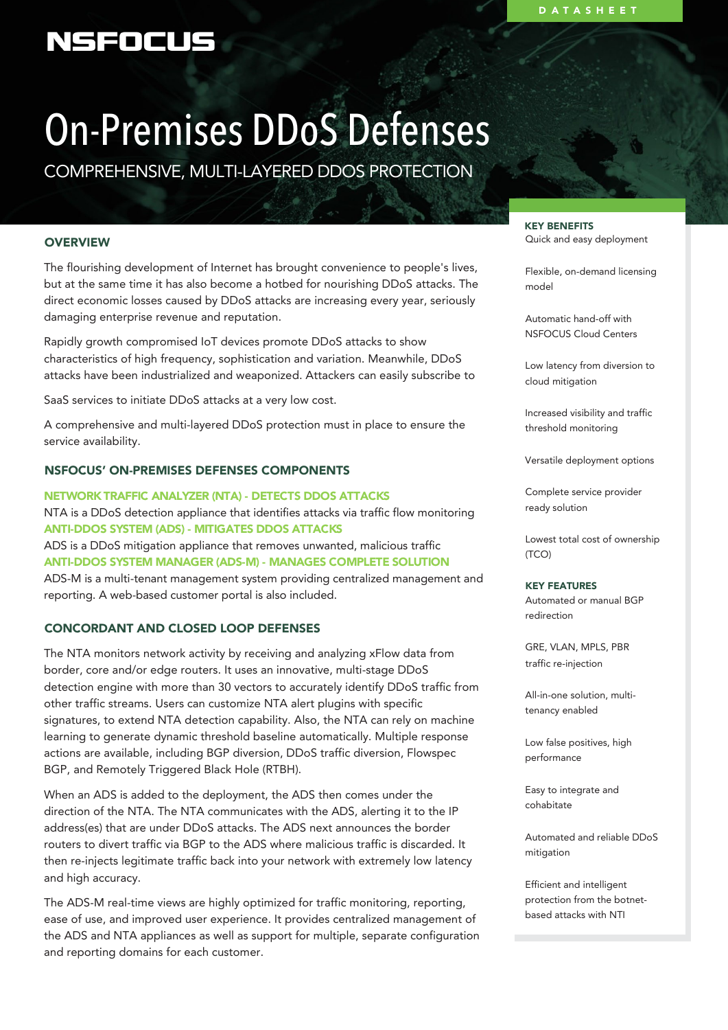DATASHEET

NSFOCUS

# On-Premises DDoS Defenses

COMPREHENSIVE, MULTI-LAYERED DDOS PROTECTION

## OVERVIEW

The flourishing development of Internet has brought convenience to people's lives, but at the same time it has also become a hotbed for nourishing DDoS attacks. The direct economic losses caused by DDoS attacks are increasing every year, seriously damaging enterprise revenue and reputation.

Rapidly growth compromised IoT devices promote DDoS attacks to show characteristics of high frequency, sophistication and variation. Meanwhile, DDoS attacks have been industrialized and weaponized. Attackers can easily subscribe to

SaaS services to initiate DDoS attacks at a very low cost.

A comprehensive and multi-layered DDoS protection must in place to ensure the service availability.

## NSFOCUS' ON-PREMISES DEFENSES COMPONENTS

**NETWORK TRAFFIC ANALYZER (NTA) - DETECTS DDOS ATTACKS**
NTA is a DDoS detection appliance that identifies attacks via traffic flow monitoring
**ANTI-DDOS SYSTEM (ADS) - MITIGATES DDOS ATTACKS**
ADS is a DDoS mitigation appliance that removes unwanted, malicious traffic
**ANTI-DDOS SYSTEM MANAGER (ADS-M) - MANAGES COMPLETE SOLUTION**
ADS-M is a multi-tenant management system providing centralized management and reporting. A web-based customer portal is also included.

## CONCORDANT AND CLOSED LOOP DEFENSES

The NTA monitors network activity by receiving and analyzing xFlow data from border, core and/or edge routers. It uses an innovative, multi-stage DDoS detection engine with more than 30 vectors to accurately identify DDoS traffic from other traffic streams. Users can customize NTA alert plugins with specific signatures, to extend NTA detection capability. Also, the NTA can rely on machine learning to generate dynamic threshold baseline automatically. Multiple response actions are available, including BGP diversion, DDoS traffic diversion, Flowspec BGP, and Remotely Triggered Black Hole (RTBH).

When an ADS is added to the deployment, the ADS then comes under the direction of the NTA. The NTA communicates with the ADS, alerting it to the IP address(es) that are under DDoS attacks. The ADS next announces the border routers to divert traffic via BGP to the ADS where malicious traffic is discarded. It then re-injects legitimate traffic back into your network with extremely low latency and high accuracy.

The ADS-M real-time views are highly optimized for traffic monitoring, reporting, ease of use, and improved user experience. It provides centralized management of the ADS and NTA appliances as well as support for multiple, separate configuration and reporting domains for each customer.

### KEY BENEFITS

- Quick and easy deployment
- Flexible, on-demand licensing model
- Automatic hand-off with NSFOCUS Cloud Centers
- Low latency from diversion to cloud mitigation
- Increased visibility and traffic threshold monitoring
- Versatile deployment options
- Complete service provider ready solution
- Lowest total cost of ownership (TCO)

### KEY FEATURES

- Automated or manual BGP redirection
- GRE, VLAN, MPLS, PBR traffic re-injection
- All-in-one solution, multi-tenancy enabled
- Low false positives, high performance
- Easy to integrate and cohabitate
- Automated and reliable DDoS mitigation
- Efficient and intelligent protection from the botnet-based attacks with NTI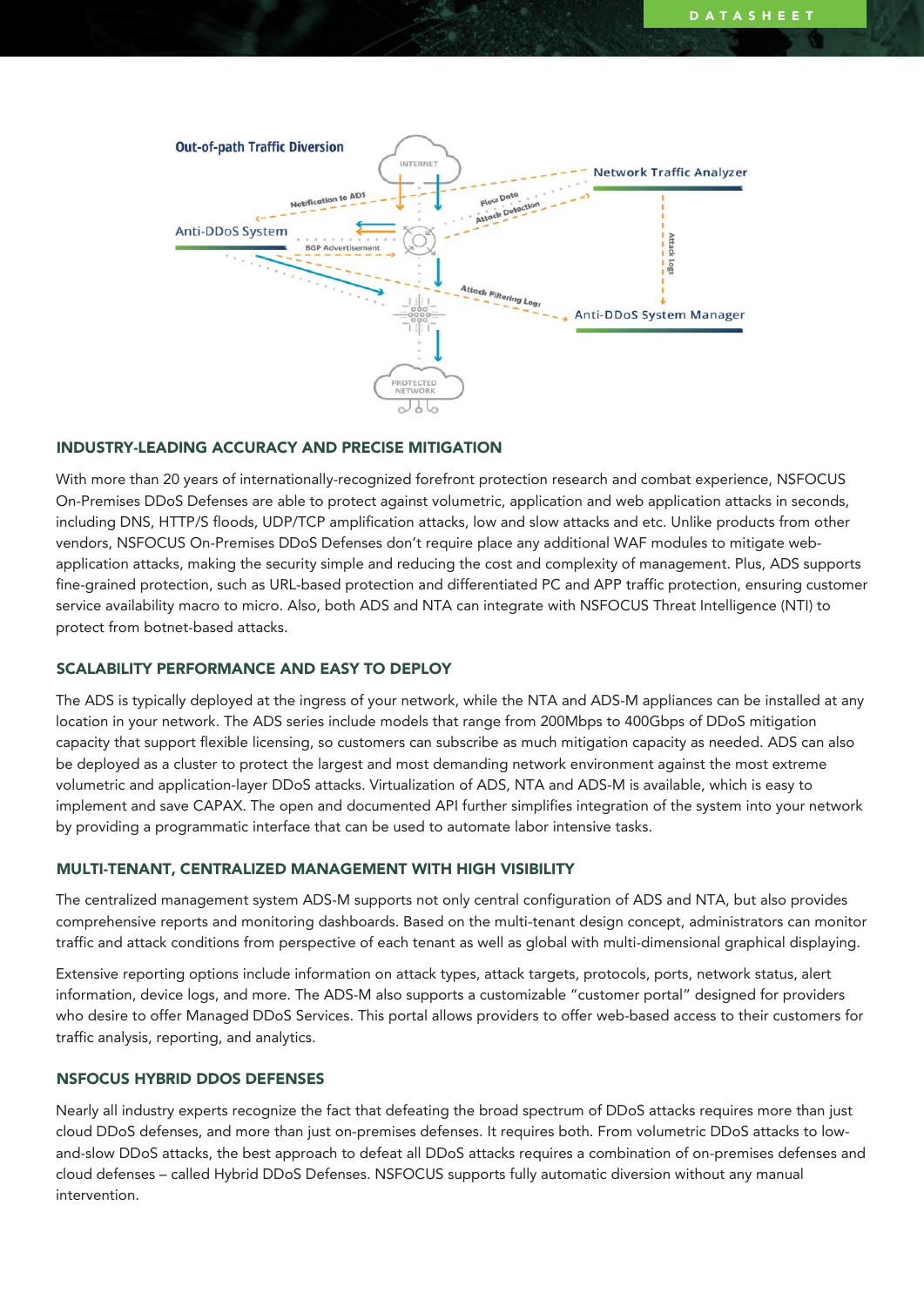## INDUSTRY-LEADING ACCURACY AND PRECISE MITIGATION

With more than 20 years of internationally-recognized forefront protection research and combat experience, NSFOCUS On-Premises DDoS Defenses are able to protect against volumetric, application and web application attacks in seconds, including DNS, HTTP/S floods, UDP/TCP amplification attacks, low and slow attacks and etc. Unlike products from other vendors, NSFOCUS On-Premises DDoS Defenses don't require place any additional WAF modules to mitigate web-application attacks, making the security simple and reducing the cost and complexity of management. Plus, ADS supports fine-grained protection, such as URL-based protection and differentiated PC and APP traffic protection, ensuring customer service availability macro to micro. Also, both ADS and NTA can integrate with NSFOCUS Threat Intelligence (NTI) to protect from botnet-based attacks.

## SCALABILITY PERFORMANCE AND EASY TO DEPLOY

The ADS is typically deployed at the ingress of your network, while the NTA and ADS-M appliances can be installed at any location in your network. The ADS series include models that range from 200Mbps to 400Gbps of DDoS mitigation capacity that support flexible licensing, so customers can subscribe as much mitigation capacity as needed. ADS can also be deployed as a cluster to protect the largest and most demanding network environment against the most extreme volumetric and application-layer DDoS attacks. Virtualization of ADS, NTA and ADS-M is available, which is easy to implement and save CAPAX. The open and documented API further simplifies integration of the system into your network by providing a programmatic interface that can be used to automate labor intensive tasks.

## MULTI-TENANT, CENTRALIZED MANAGEMENT WITH HIGH VISIBILITY

The centralized management system ADS-M supports not only central configuration of ADS and NTA, but also provides comprehensive reports and monitoring dashboards. Based on the multi-tenant design concept, administrators can monitor traffic and attack conditions from perspective of each tenant as well as global with multi-dimensional graphical displaying.

Extensive reporting options include information on attack types, attack targets, protocols, ports, network status, alert information, device logs, and more. The ADS-M also supports a customizable "customer portal" designed for providers who desire to offer Managed DDoS Services. This portal allows providers to offer web-based access to their customers for traffic analysis, reporting, and analytics.

## NSFOCUS HYBRID DDOS DEFENSES

Nearly all industry experts recognize the fact that defeating the broad spectrum of DDoS attacks requires more than just cloud DDoS defenses, and more than just on-premises defenses. It requires both. From volumetric DDoS attacks to low-and-slow DDoS attacks, the best approach to defeat all DDoS attacks requires a combination of on-premises defenses and cloud defenses – called Hybrid DDoS Defenses. NSFOCUS supports fully automatic diversion without any manual intervention.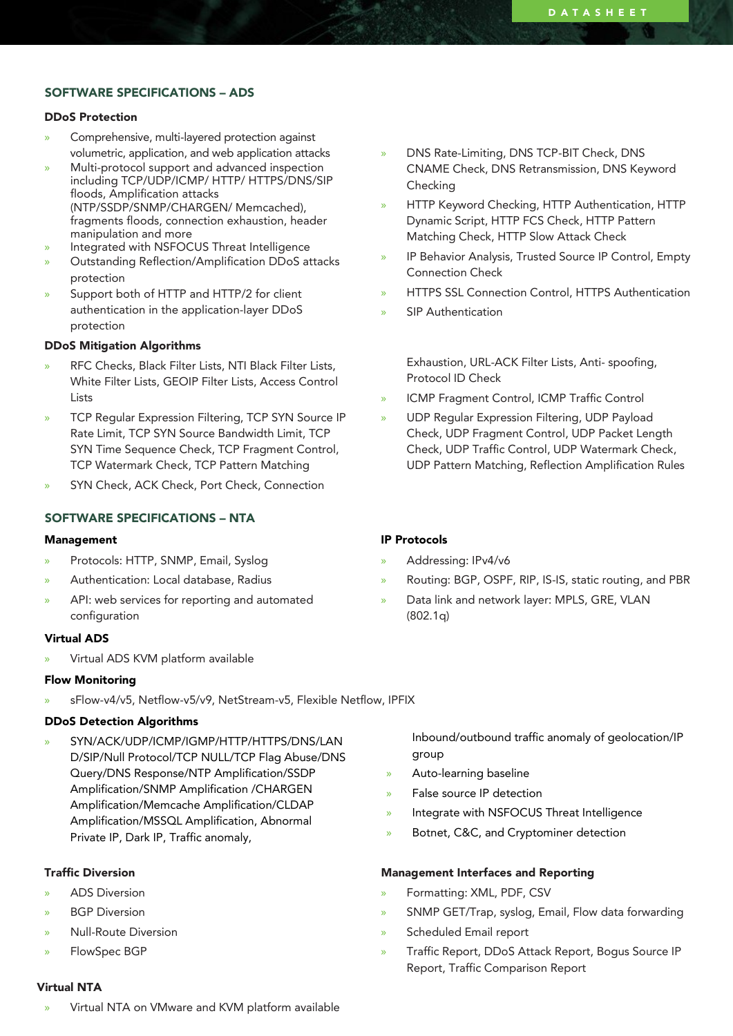## SOFTWARE SPECIFICATIONS – ADS

### DDoS Protection

- Comprehensive, multi-layered protection against volumetric, application, and web application attacks
- Multi-protocol support and advanced inspection including TCP/UDP/ICMP/ HTTP/ HTTPS/DNS/SIP floods, Amplification attacks (NTP/SSDP/SNMP/CHARGEN/ Memcached), fragments floods, connection exhaustion, header manipulation and more
- Integrated with NSFOCUS Threat Intelligence
- Outstanding Reflection/Amplification DDoS attacks protection
- Support both of HTTP and HTTP/2 for client authentication in the application-layer DDoS protection
- DNS Rate-Limiting, DNS TCP-BIT Check, DNS CNAME Check, DNS Retransmission, DNS Keyword Checking
- HTTP Keyword Checking, HTTP Authentication, HTTP Dynamic Script, HTTP FCS Check, HTTP Pattern Matching Check, HTTP Slow Attack Check
- IP Behavior Analysis, Trusted Source IP Control, Empty Connection Check
- HTTPS SSL Connection Control, HTTPS Authentication
- SIP Authentication

### DDoS Mitigation Algorithms

- RFC Checks, Black Filter Lists, NTI Black Filter Lists, White Filter Lists, GEOIP Filter Lists, Access Control Lists
- TCP Regular Expression Filtering, TCP SYN Source IP Rate Limit, TCP SYN Source Bandwidth Limit, TCP SYN Time Sequence Check, TCP Fragment Control, TCP Watermark Check, TCP Pattern Matching
- SYN Check, ACK Check, Port Check, Connection Exhaustion, URL-ACK Filter Lists, Anti- spoofing, Protocol ID Check
- ICMP Fragment Control, ICMP Traffic Control
- UDP Regular Expression Filtering, UDP Payload Check, UDP Fragment Control, UDP Packet Length Check, UDP Traffic Control, UDP Watermark Check, UDP Pattern Matching, Reflection Amplification Rules

## SOFTWARE SPECIFICATIONS – NTA

### Management

- Protocols: HTTP, SNMP, Email, Syslog
- Authentication: Local database, Radius
- API: web services for reporting and automated configuration

### IP Protocols

- Addressing: IPv4/v6
- Routing: BGP, OSPF, RIP, IS-IS, static routing, and PBR
- Data link and network layer: MPLS, GRE, VLAN (802.1q)

### Virtual ADS

- Virtual ADS KVM platform available

### Flow Monitoring

- sFlow-v4/v5, Netflow-v5/v9, NetStream-v5, Flexible Netflow, IPFIX

### DDoS Detection Algorithms

- SYN/ACK/UDP/ICMP/IGMP/HTTP/HTTPS/DNS/LAN D/SIP/Null Protocol/TCP NULL/TCP Flag Abuse/DNS Query/DNS Response/NTP Amplification/SSDP Amplification/SNMP Amplification /CHARGEN Amplification/Memcache Amplification/CLDAP Amplification/MSSQL Amplification, Abnormal Private IP, Dark IP, Traffic anomaly, Inbound/outbound traffic anomaly of geolocation/IP group
- Auto-learning baseline
- False source IP detection
- Integrate with NSFOCUS Threat Intelligence
- Botnet, C&C, and Cryptominer detection

### Traffic Diversion

- ADS Diversion
- BGP Diversion
- Null-Route Diversion
- FlowSpec BGP

### Management Interfaces and Reporting

- Formatting: XML, PDF, CSV
- SNMP GET/Trap, syslog, Email, Flow data forwarding
- Scheduled Email report
- Traffic Report, DDoS Attack Report, Bogus Source IP Report, Traffic Comparison Report

### Virtual NTA

- Virtual NTA on VMware and KVM platform available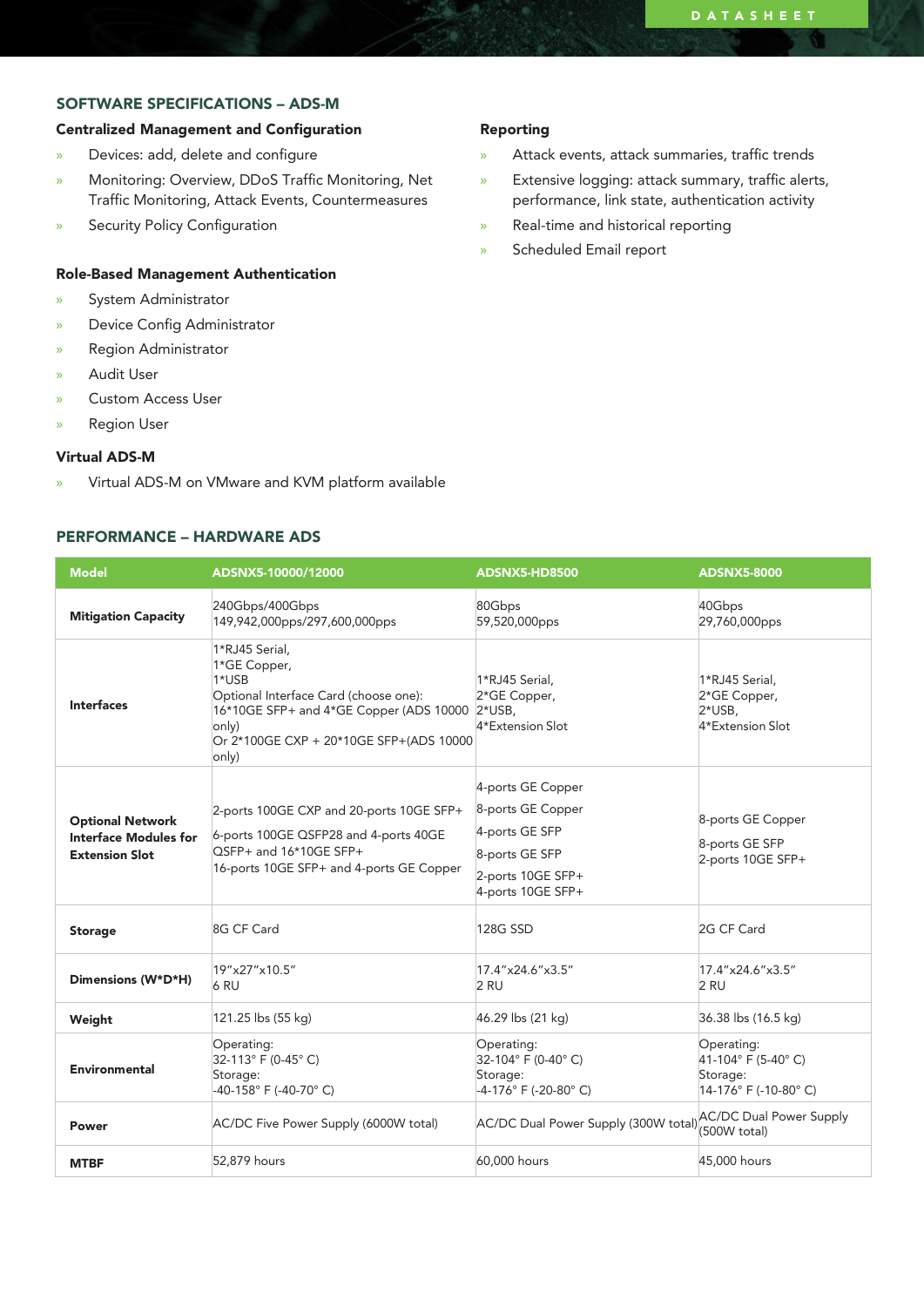## SOFTWARE SPECIFICATIONS – ADS-M

### Centralized Management and Configuration

- Devices: add, delete and configure
- Monitoring: Overview, DDoS Traffic Monitoring, Net Traffic Monitoring, Attack Events, Countermeasures
- Security Policy Configuration

### Role-Based Management Authentication

- System Administrator
- Device Config Administrator
- Region Administrator
- Audit User
- Custom Access User
- Region User

### Virtual ADS-M

- Virtual ADS-M on VMware and KVM platform available

### Reporting

- Attack events, attack summaries, traffic trends
- Extensive logging: attack summary, traffic alerts, performance, link state, authentication activity
- Real-time and historical reporting
- Scheduled Email report

## PERFORMANCE – HARDWARE ADS

| Model | ADSNX5-10000/12000 | ADSNX5-HD8500 | ADSNX5-8000 |
|---|---|---|---|
| **Mitigation Capacity** | 240Gbps/400Gbps<br>149,942,000pps/297,600,000pps | 80Gbps<br>59,520,000pps | 40Gbps<br>29,760,000pps |
| **Interfaces** | 1*RJ45 Serial,<br>1*GE Copper,<br>1*USB<br>Optional Interface Card (choose one):<br>16*10GE SFP+ and 4*GE Copper (ADS 10000 only)<br>Or 2*100GE CXP + 20*10GE SFP+(ADS 10000 only) | 1*RJ45 Serial,<br>2*GE Copper,<br>2*USB,<br>4*Extension Slot | 1*RJ45 Serial,<br>2*GE Copper,<br>2*USB,<br>4*Extension Slot |
| **Optional Network Interface Modules for Extension Slot** | 2-ports 100GE CXP and 20-ports 10GE SFP+<br>6-ports 100GE QSFP28 and 4-ports 40GE QSFP+ and 16*10GE SFP+<br>16-ports 10GE SFP+ and 4-ports GE Copper | 4-ports GE Copper<br>8-ports GE Copper<br>4-ports GE SFP<br>8-ports GE SFP<br>2-ports 10GE SFP+<br>4-ports 10GE SFP+ | 8-ports GE Copper<br>8-ports GE SFP<br>2-ports 10GE SFP+ |
| **Storage** | 8G CF Card | 128G SSD | 2G CF Card |
| **Dimensions (W*D*H)** | 19"x27"x10.5"<br>6 RU | 17.4"x24.6"x3.5"<br>2 RU | 17.4"x24.6"x3.5"<br>2 RU |
| **Weight** | 121.25 lbs (55 kg) | 46.29 lbs (21 kg) | 36.38 lbs (16.5 kg) |
| **Environmental** | Operating:<br>32-113° F (0-45° C)<br>Storage:<br>-40-158° F (-40-70° C) | Operating:<br>32-104° F (0-40° C)<br>Storage:<br>-4-176° F (-20-80° C) | Operating:<br>41-104° F (5-40° C)<br>Storage:<br>14-176° F (-10-80° C) |
| **Power** | AC/DC Five Power Supply (6000W total) | AC/DC Dual Power Supply (300W total) | AC/DC Dual Power Supply (500W total) |
| **MTBF** | 52,879 hours | 60,000 hours | 45,000 hours |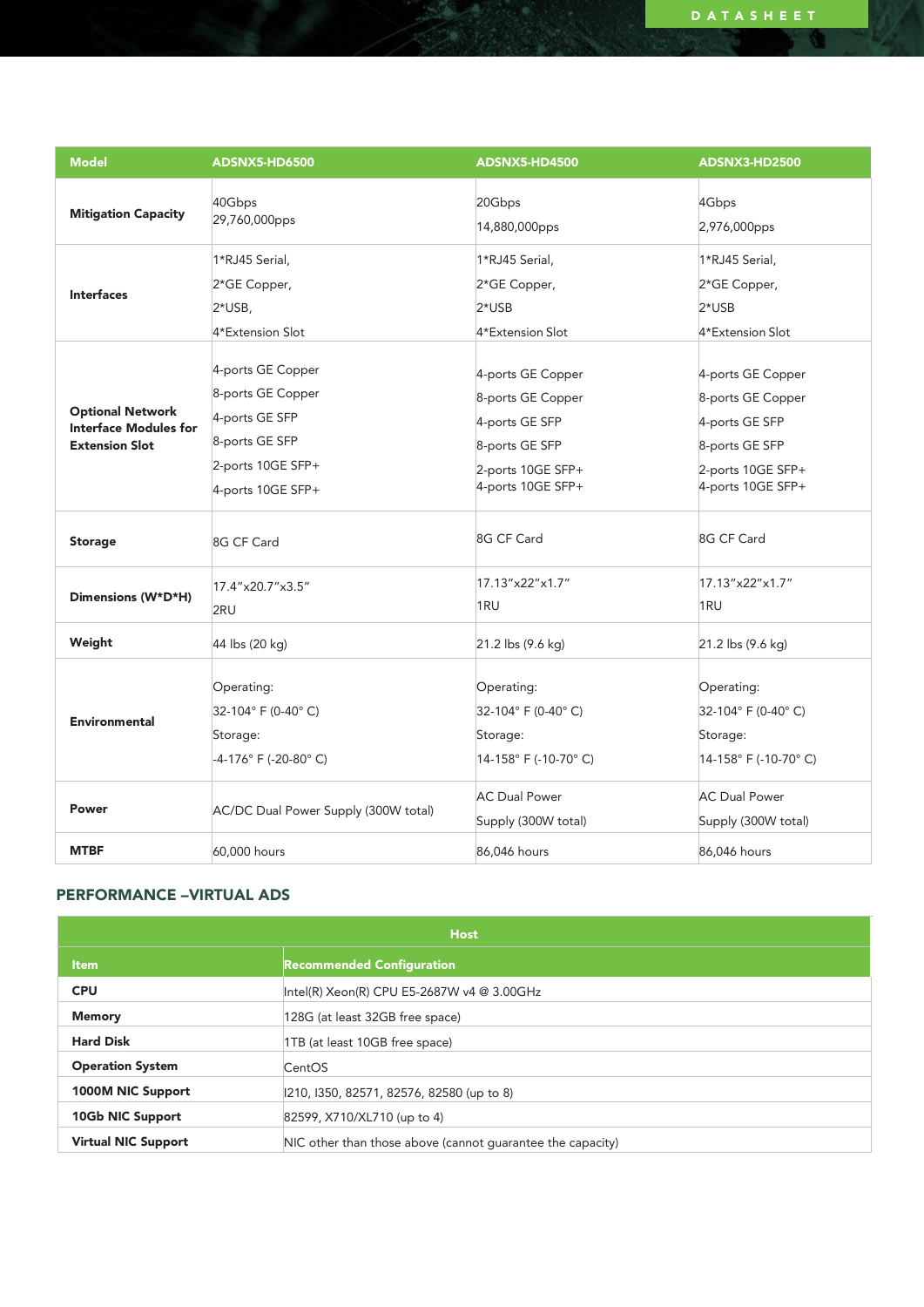| Model | ADSNX5-HD6500 | ADSNX5-HD4500 | ADSNX3-HD2500 |
|---|---|---|---|
| **Mitigation Capacity** | 40Gbps<br>29,760,000pps | 20Gbps<br>14,880,000pps | 4Gbps<br>2,976,000pps |
| **Interfaces** | 1*RJ45 Serial,<br>2*GE Copper,<br>2*USB,<br>4*Extension Slot | 1*RJ45 Serial,<br>2*GE Copper,<br>2*USB<br>4*Extension Slot | 1*RJ45 Serial,<br>2*GE Copper,<br>2*USB<br>4*Extension Slot |
| **Optional Network Interface Modules for Extension Slot** | 4-ports GE Copper<br>8-ports GE Copper<br>4-ports GE SFP<br>8-ports GE SFP<br>2-ports 10GE SFP+<br>4-ports 10GE SFP+ | 4-ports GE Copper<br>8-ports GE Copper<br>4-ports GE SFP<br>8-ports GE SFP<br>2-ports 10GE SFP+<br>4-ports 10GE SFP+ | 4-ports GE Copper<br>8-ports GE Copper<br>4-ports GE SFP<br>8-ports GE SFP<br>2-ports 10GE SFP+<br>4-ports 10GE SFP+ |
| **Storage** | 8G CF Card | 8G CF Card | 8G CF Card |
| **Dimensions (W*D*H)** | 17.4"x20.7"x3.5"<br>2RU | 17.13"x22"x1.7"<br>1RU | 17.13"x22"x1.7"<br>1RU |
| **Weight** | 44 lbs (20 kg) | 21.2 lbs (9.6 kg) | 21.2 lbs (9.6 kg) |
| **Environmental** | Operating:<br>32-104° F (0-40° C)<br>Storage:<br>-4-176° F (-20-80° C) | Operating:<br>32-104° F (0-40° C)<br>Storage:<br>14-158° F (-10-70° C) | Operating:<br>32-104° F (0-40° C)<br>Storage:<br>14-158° F (-10-70° C) |
| **Power** | AC/DC Dual Power Supply (300W total) | AC Dual Power Supply (300W total) | AC Dual Power Supply (300W total) |
| **MTBF** | 60,000 hours | 86,046 hours | 86,046 hours |

## PERFORMANCE –VIRTUAL ADS

| Host | |
|---|---|
| **Item** | **Recommended Configuration** |
| **CPU** | Intel(R) Xeon(R) CPU E5-2687W v4 @ 3.00GHz |
| **Memory** | 128G (at least 32GB free space) |
| **Hard Disk** | 1TB (at least 10GB free space) |
| **Operation System** | CentOS |
| **1000M NIC Support** | I210, I350, 82571, 82576, 82580 (up to 8) |
| **10Gb NIC Support** | 82599, X710/XL710 (up to 4) |
| **Virtual NIC Support** | NIC other than those above (cannot guarantee the capacity) |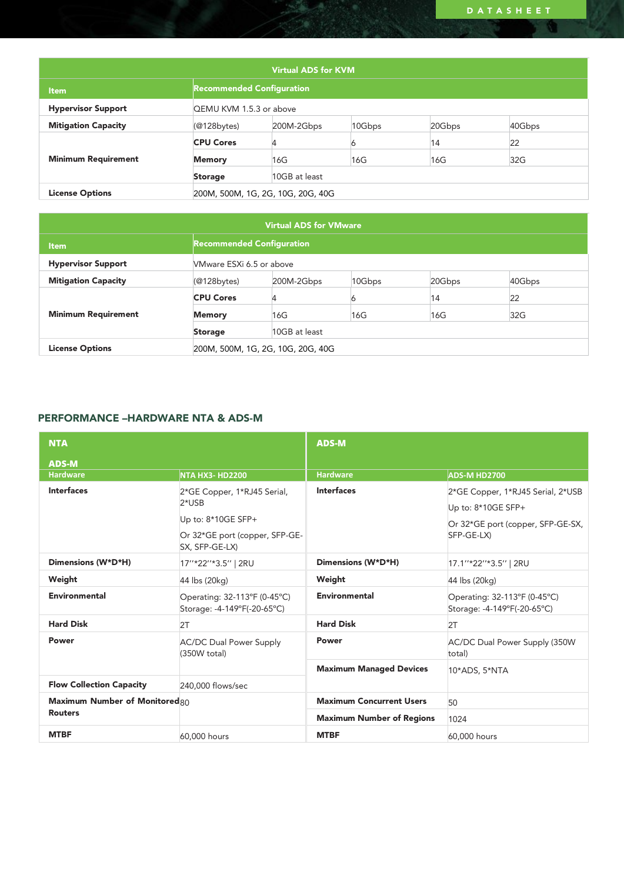| Virtual ADS for KVM | | | | | |
|---|---|---|---|---|---|
| **Item** | **Recommended Configuration** | | | | |
| **Hypervisor Support** | QEMU KVM 1.5.3 or above | | | | |
| **Mitigation Capacity** | (@128bytes) | 200M-2Gbps | 10Gbps | 20Gbps | 40Gbps |
| **Minimum Requirement** | **CPU Cores** | 4 | 6 | 14 | 22 |
| | **Memory** | 16G | 16G | 16G | 32G |
| | **Storage** | 10GB at least | | | |
| **License Options** | 200M, 500M, 1G, 2G, 10G, 20G, 40G | | | | |

| Virtual ADS for VMware | | | | | |
|---|---|---|---|---|---|
| **Item** | **Recommended Configuration** | | | | |
| **Hypervisor Support** | VMware ESXi 6.5 or above | | | | |
| **Mitigation Capacity** | (@128bytes) | 200M-2Gbps | 10Gbps | 20Gbps | 40Gbps |
| **Minimum Requirement** | **CPU Cores** | 4 | 6 | 14 | 22 |
| | **Memory** | 16G | 16G | 16G | 32G |
| | **Storage** | 10GB at least | | | |
| **License Options** | 200M, 500M, 1G, 2G, 10G, 20G, 40G | | | | |

## PERFORMANCE –HARDWARE NTA & ADS-M

| **NTA** | | **ADS-M** | |
|---|---|---|---|
| **Hardware** | **NTA HX3- HD2200** | **Hardware** | **ADS-M HD2700** |
| **Interfaces** | 2*GE Copper, 1*RJ45 Serial, 2*USB<br>Up to: 8*10GE SFP+<br>Or 32*GE port (copper, SFP-GE-SX, SFP-GE-LX) | **Interfaces** | 2*GE Copper, 1*RJ45 Serial, 2*USB<br>Up to: 8*10GE SFP+<br>Or 32*GE port (copper, SFP-GE-SX, SFP-GE-LX) |
| **Dimensions (W*D*H)** | 17''*22''*3.5'' \| 2RU | **Dimensions (W*D*H)** | 17.1''*22''*3.5'' \| 2RU |
| **Weight** | 44 lbs (20kg) | **Weight** | 44 lbs (20kg) |
| **Environmental** | Operating: 32-113°F (0-45°C)<br>Storage: -4-149°F(-20-65°C) | **Environmental** | Operating: 32-113°F (0-45°C)<br>Storage: -4-149°F(-20-65°C) |
| **Hard Disk** | 2T | **Hard Disk** | 2T |
| **Power** | AC/DC Dual Power Supply (350W total) | **Power** | AC/DC Dual Power Supply (350W total) |
| | | **Maximum Managed Devices** | 10*ADS, 5*NTA |
| **Flow Collection Capacity** | 240,000 flows/sec | | |
| **Maximum Number of Monitored Routers** | 80 | **Maximum Concurrent Users** | 50 |
| | | **Maximum Number of Regions** | 1024 |
| **MTBF** | 60,000 hours | **MTBF** | 60,000 hours |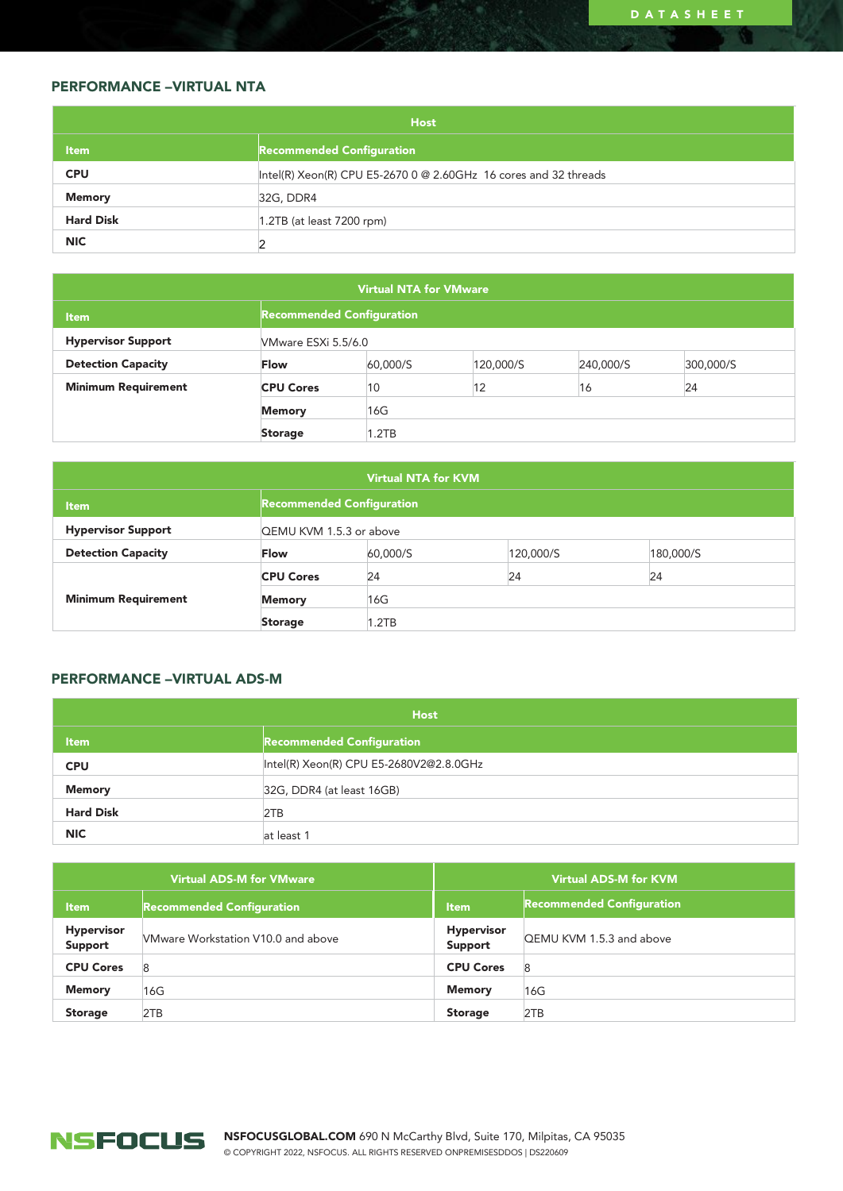## PERFORMANCE –VIRTUAL NTA

| Host | |
|---|---|
| **Item** | **Recommended Configuration** |
| **CPU** | Intel(R) Xeon(R) CPU E5-2670 0 @ 2.60GHz 16 cores and 32 threads |
| **Memory** | 32G, DDR4 |
| **Hard Disk** | 1.2TB (at least 7200 rpm) |
| **NIC** | 2 |

| Virtual NTA for VMware | | | | | |
|---|---|---|---|---|---|
| **Item** | **Recommended Configuration** | | | | |
| **Hypervisor Support** | VMware ESXi 5.5/6.0 | | | | |
| **Detection Capacity** | **Flow** | 60,000/S | 120,000/S | 240,000/S | 300,000/S |
| **Minimum Requirement** | **CPU Cores** | 10 | 12 | 16 | 24 |
| | **Memory** | 16G | | | |
| | **Storage** | 1.2TB | | | |

| Virtual NTA for KVM | | | | |
|---|---|---|---|---|
| **Item** | **Recommended Configuration** | | | |
| **Hypervisor Support** | QEMU KVM 1.5.3 or above | | | |
| **Detection Capacity** | **Flow** | 60,000/S | 120,000/S | 180,000/S |
| **Minimum Requirement** | **CPU Cores** | 24 | 24 | 24 |
| | **Memory** | 16G | | |
| | **Storage** | 1.2TB | | |

## PERFORMANCE –VIRTUAL ADS-M

| Host | |
|---|---|
| **Item** | **Recommended Configuration** |
| **CPU** | Intel(R) Xeon(R) CPU E5-2680V2@2.8.0GHz |
| **Memory** | 32G, DDR4 (at least 16GB) |
| **Hard Disk** | 2TB |
| **NIC** | at least 1 |

| Virtual ADS-M for VMware | |
|---|---|
| **Item** | **Recommended Configuration** |
| **Hypervisor Support** | VMware Workstation V10.0 and above |
| **CPU Cores** | 8 |
| **Memory** | 16G |
| **Storage** | 2TB |

| Virtual ADS-M for KVM | |
|---|---|
| **Item** | **Recommended Configuration** |
| **Hypervisor Support** | QEMU KVM 1.5.3 and above |
| **CPU Cores** | 8 |
| **Memory** | 16G |
| **Storage** | 2TB |

**NSFOCUSGLOBAL.COM** 690 N McCarthy Blvd, Suite 170, Milpitas, CA 95035
© COPYRIGHT 2022, NSFOCUS. ALL RIGHTS RESERVED ONPREMISESDDOS | DS220609